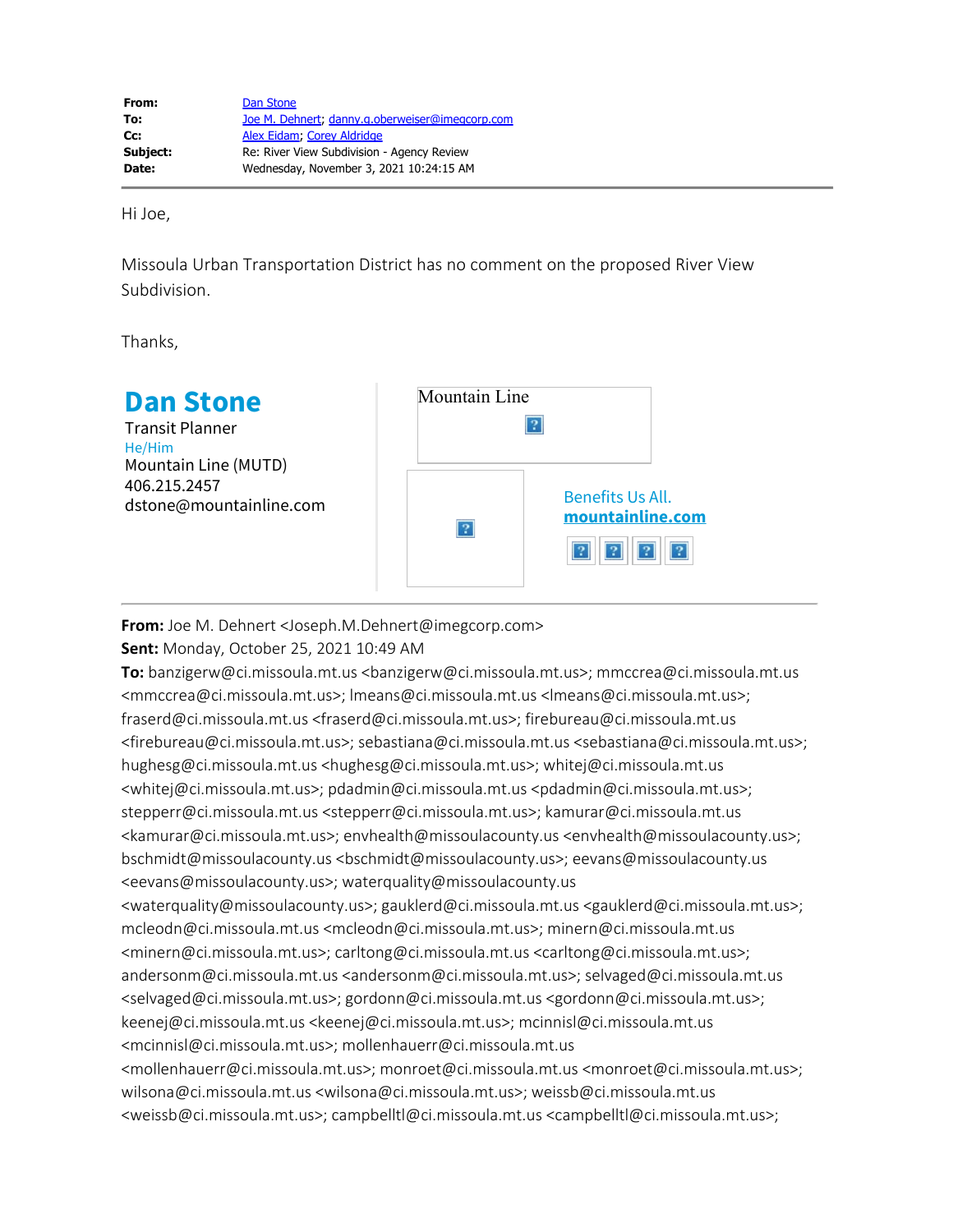| | |
|---|---|
| **From:** | Dan Stone |
| **To:** | Joe M. Dehnert; danny.g.oberweiser@imegcorp.com |
| **Cc:** | Alex Eidam; Corey Aldridge |
| **Subject:** | Re: River View Subdivision - Agency Review |
| **Date:** | Wednesday, November 3, 2021 10:24:15 AM |

---

Hi Joe,

Missoula Urban Transportation District has no comment on the proposed River View Subdivision.

Thanks,

**Dan Stone**
Transit Planner
He/Him
Mountain Line (MUTD)
406.215.2457
dstone@mountainline.com

Mountain Line

Benefits Us All.
**mountainline.com**

---

**From:** Joe M. Dehnert <Joseph.M.Dehnert@imegcorp.com>
**Sent:** Monday, October 25, 2021 10:49 AM
**To:** banzigerw@ci.missoula.mt.us <banzigerw@ci.missoula.mt.us>; mmccrea@ci.missoula.mt.us <mmccrea@ci.missoula.mt.us>; lmeans@ci.missoula.mt.us <lmeans@ci.missoula.mt.us>; fraserd@ci.missoula.mt.us <fraserd@ci.missoula.mt.us>; firebureau@ci.missoula.mt.us <firebureau@ci.missoula.mt.us>; sebastiana@ci.missoula.mt.us <sebastiana@ci.missoula.mt.us>; hughesg@ci.missoula.mt.us <hughesg@ci.missoula.mt.us>; whitej@ci.missoula.mt.us <whitej@ci.missoula.mt.us>; pdadmin@ci.missoula.mt.us <pdadmin@ci.missoula.mt.us>; stepperr@ci.missoula.mt.us <stepperr@ci.missoula.mt.us>; kamurar@ci.missoula.mt.us <kamurar@ci.missoula.mt.us>; envhealth@missoulacounty.us <envhealth@missoulacounty.us>; bschmidt@missoulacounty.us <bschmidt@missoulacounty.us>; eevans@missoulacounty.us <eevans@missoulacounty.us>; waterquality@missoulacounty.us <waterquality@missoulacounty.us>; gauklerd@ci.missoula.mt.us <gauklerd@ci.missoula.mt.us>; mcleodn@ci.missoula.mt.us <mcleodn@ci.missoula.mt.us>; minern@ci.missoula.mt.us <minern@ci.missoula.mt.us>; carltong@ci.missoula.mt.us <carltong@ci.missoula.mt.us>; andersonm@ci.missoula.mt.us <andersonm@ci.missoula.mt.us>; selvaged@ci.missoula.mt.us <selvaged@ci.missoula.mt.us>; gordonn@ci.missoula.mt.us <gordonn@ci.missoula.mt.us>; keenej@ci.missoula.mt.us <keenej@ci.missoula.mt.us>; mcinnisl@ci.missoula.mt.us <mcinnisl@ci.missoula.mt.us>; mollenhauerr@ci.missoula.mt.us <mollenhauerr@ci.missoula.mt.us>; monroet@ci.missoula.mt.us <monroet@ci.missoula.mt.us>; wilsona@ci.missoula.mt.us <wilsona@ci.missoula.mt.us>; weissb@ci.missoula.mt.us <weissb@ci.missoula.mt.us>; campbelltl@ci.missoula.mt.us <campbelltl@ci.missoula.mt.us>;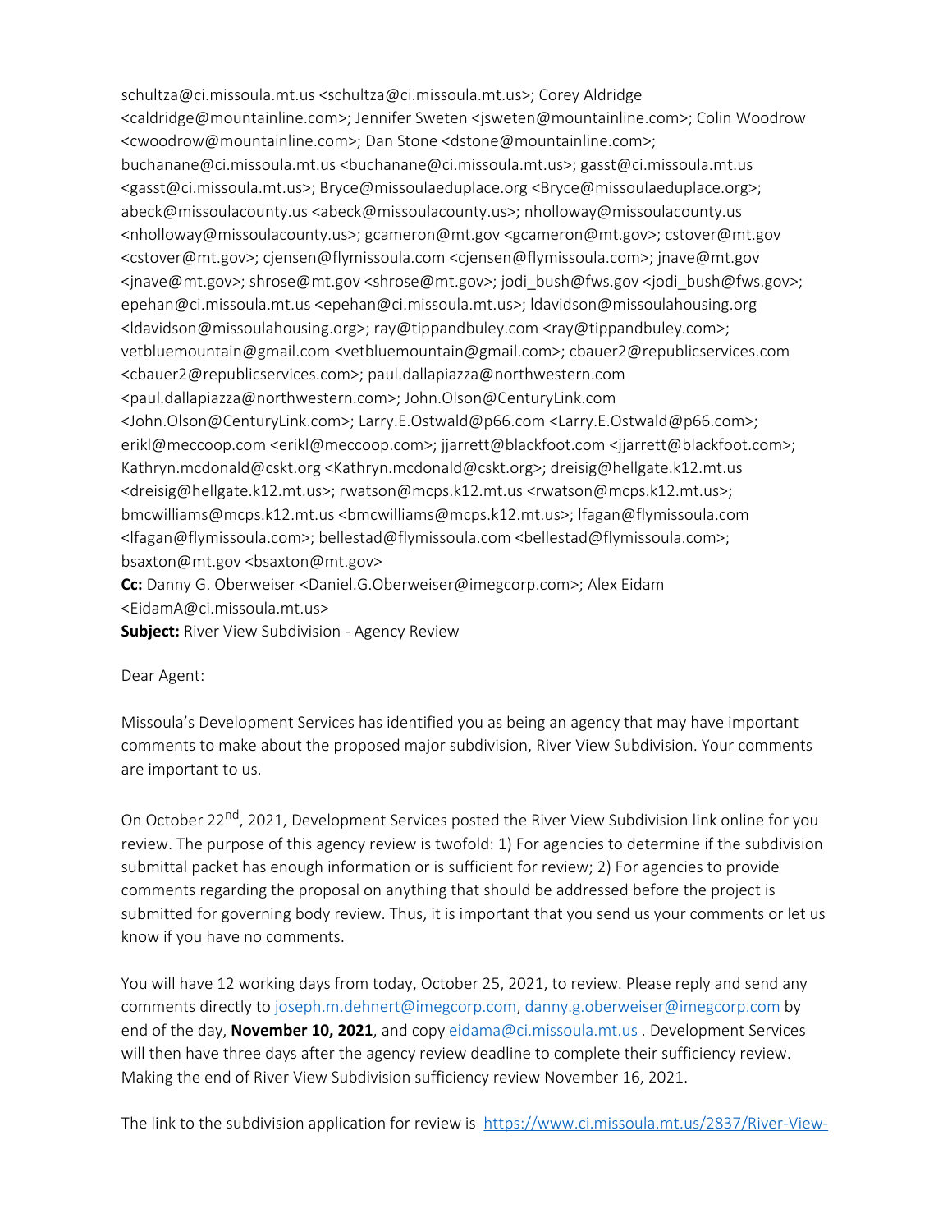schultza@ci.missoula.mt.us <schultza@ci.missoula.mt.us>; Corey Aldridge <caldridge@mountainline.com>; Jennifer Sweten <jsweten@mountainline.com>; Colin Woodrow <cwoodrow@mountainline.com>; Dan Stone <dstone@mountainline.com>; buchanane@ci.missoula.mt.us <buchanane@ci.missoula.mt.us>; gasst@ci.missoula.mt.us <gasst@ci.missoula.mt.us>; Bryce@missoulaeduplace.org <Bryce@missoulaeduplace.org>; abeck@missoulacounty.us <abeck@missoulacounty.us>; nholloway@missoulacounty.us <nholloway@missoulacounty.us>; gcameron@mt.gov <gcameron@mt.gov>; cstover@mt.gov <cstover@mt.gov>; cjensen@flymissoula.com <cjensen@flymissoula.com>; jnave@mt.gov <jnave@mt.gov>; shrose@mt.gov <shrose@mt.gov>; jodi_bush@fws.gov <jodi_bush@fws.gov>; epehan@ci.missoula.mt.us <epehan@ci.missoula.mt.us>; ldavidson@missoulahousing.org <ldavidson@missoulahousing.org>; ray@tippandbuley.com <ray@tippandbuley.com>; vetbluemountain@gmail.com <vetbluemountain@gmail.com>; cbauer2@republicservices.com <cbauer2@republicservices.com>; paul.dallapiazza@northwestern.com <paul.dallapiazza@northwestern.com>; John.Olson@CenturyLink.com <John.Olson@CenturyLink.com>; Larry.E.Ostwald@p66.com <Larry.E.Ostwald@p66.com>; erikl@meccoop.com <erikl@meccoop.com>; jjarrett@blackfoot.com <jjarrett@blackfoot.com>; Kathryn.mcdonald@cskt.org <Kathryn.mcdonald@cskt.org>; dreisig@hellgate.k12.mt.us <dreisig@hellgate.k12.mt.us>; rwatson@mcps.k12.mt.us <rwatson@mcps.k12.mt.us>; bmcwilliams@mcps.k12.mt.us <bmcwilliams@mcps.k12.mt.us>; lfagan@flymissoula.com <lfagan@flymissoula.com>; bellestad@flymissoula.com <bellestad@flymissoula.com>; bsaxton@mt.gov <bsaxton@mt.gov>
**Cc:** Danny G. Oberweiser <Daniel.G.Oberweiser@imegcorp.com>; Alex Eidam <EidamA@ci.missoula.mt.us>
**Subject:** River View Subdivision - Agency Review

Dear Agent:

Missoula's Development Services has identified you as being an agency that may have important comments to make about the proposed major subdivision, River View Subdivision. Your comments are important to us.

On October 22nd, 2021, Development Services posted the River View Subdivision link online for you review. The purpose of this agency review is twofold: 1) For agencies to determine if the subdivision submittal packet has enough information or is sufficient for review; 2) For agencies to provide comments regarding the proposal on anything that should be addressed before the project is submitted for governing body review. Thus, it is important that you send us your comments or let us know if you have no comments.

You will have 12 working days from today, October 25, 2021, to review. Please reply and send any comments directly to joseph.m.dehnert@imegcorp.com, danny.g.oberweiser@imegcorp.com by end of the day, **November 10, 2021**, and copy eidama@ci.missoula.mt.us . Development Services will then have three days after the agency review deadline to complete their sufficiency review. Making the end of River View Subdivision sufficiency review November 16, 2021.

The link to the subdivision application for review is https://www.ci.missoula.mt.us/2837/River-View-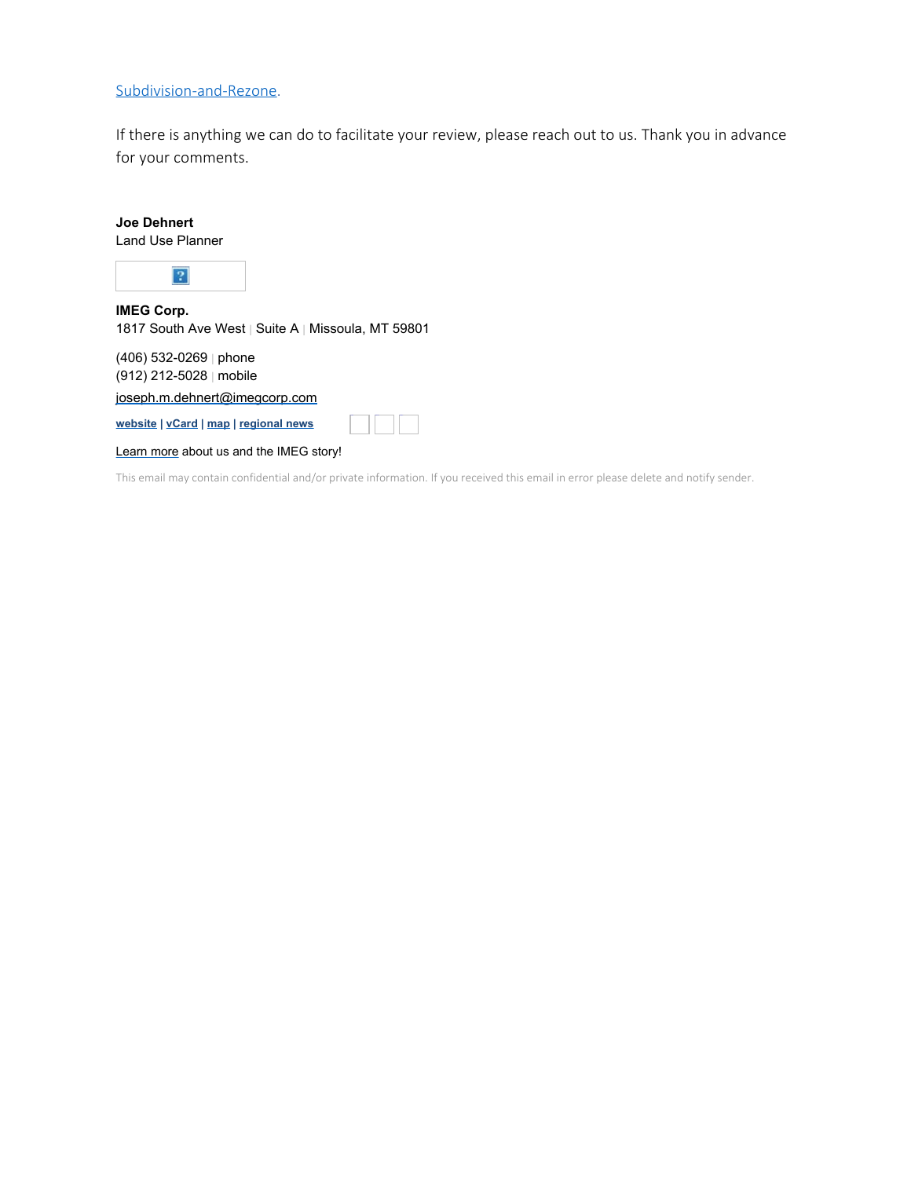Subdivision-and-Rezone.

If there is anything we can do to facilitate your review, please reach out to us. Thank you in advance for your comments.

**Joe Dehnert**
Land Use Planner

**IMEG Corp.**
1817 South Ave West | Suite A | Missoula, MT 59801

(406) 532-0269 | phone
(912) 212-5028 | mobile

joseph.m.dehnert@imegcorp.com

**website** | **vCard** | **map** | **regional news**

Learn more about us and the IMEG story!

This email may contain confidential and/or private information. If you received this email in error please delete and notify sender.